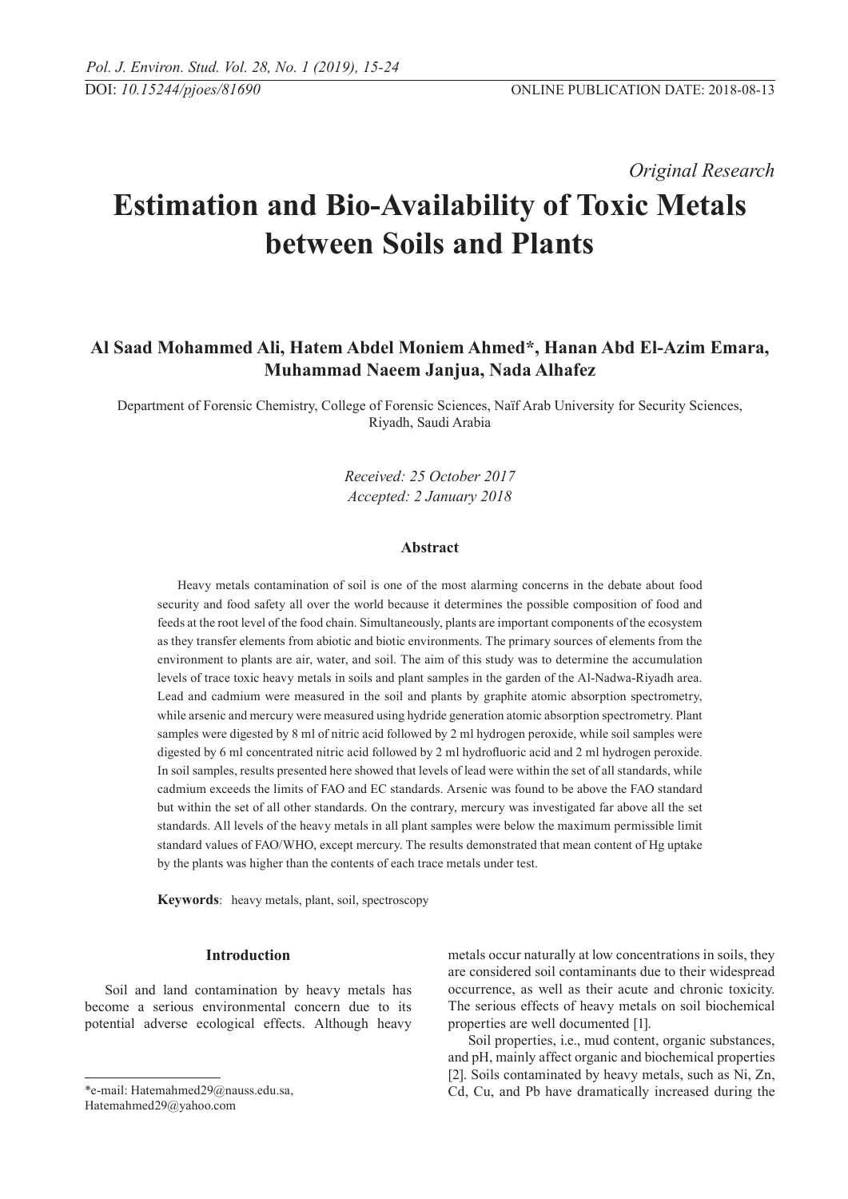DOI: *10.15244/pjoes/81690*　　ONLINE PUBLICATION DATE: 2018-08-13

*Original Research*

# Estimation and Bio-Availability of Toxic Metals between Soils and Plants

**Al Saad Mohammed Ali, Hatem Abdel Moniem Ahmed*, Hanan Abd El-Azim Emara, Muhammad Naeem Janjua, Nada Alhafez**

Department of Forensic Chemistry, College of Forensic Sciences, Naïf Arab University for Security Sciences, Riyadh, Saudi Arabia

*Received: 25 October 2017*
*Accepted: 2 January 2018*

### Abstract

Heavy metals contamination of soil is one of the most alarming concerns in the debate about food security and food safety all over the world because it determines the possible composition of food and feeds at the root level of the food chain. Simultaneously, plants are important components of the ecosystem as they transfer elements from abiotic and biotic environments. The primary sources of elements from the environment to plants are air, water, and soil. The aim of this study was to determine the accumulation levels of trace toxic heavy metals in soils and plant samples in the garden of the Al-Nadwa-Riyadh area. Lead and cadmium were measured in the soil and plants by graphite atomic absorption spectrometry, while arsenic and mercury were measured using hydride generation atomic absorption spectrometry. Plant samples were digested by 8 ml of nitric acid followed by 2 ml hydrogen peroxide, while soil samples were digested by 6 ml concentrated nitric acid followed by 2 ml hydrofluoric acid and 2 ml hydrogen peroxide. In soil samples, results presented here showed that levels of lead were within the set of all standards, while cadmium exceeds the limits of FAO and EC standards. Arsenic was found to be above the FAO standard but within the set of all other standards. On the contrary, mercury was investigated far above all the set standards. All levels of the heavy metals in all plant samples were below the maximum permissible limit standard values of FAO/WHO, except mercury. The results demonstrated that mean content of Hg uptake by the plants was higher than the contents of each trace metals under test.

**Keywords**: heavy metals, plant, soil, spectroscopy

## Introduction

Soil and land contamination by heavy metals has become a serious environmental concern due to its potential adverse ecological effects. Although heavy metals occur naturally at low concentrations in soils, they are considered soil contaminants due to their widespread occurrence, as well as their acute and chronic toxicity. The serious effects of heavy metals on soil biochemical properties are well documented [1].

Soil properties, i.e., mud content, organic substances, and pH, mainly affect organic and biochemical properties [2]. Soils contaminated by heavy metals, such as Ni, Zn, Cd, Cu, and Pb have dramatically increased during the

*e-mail: Hatemahmed29@nauss.edu.sa, Hatemahmed29@yahoo.com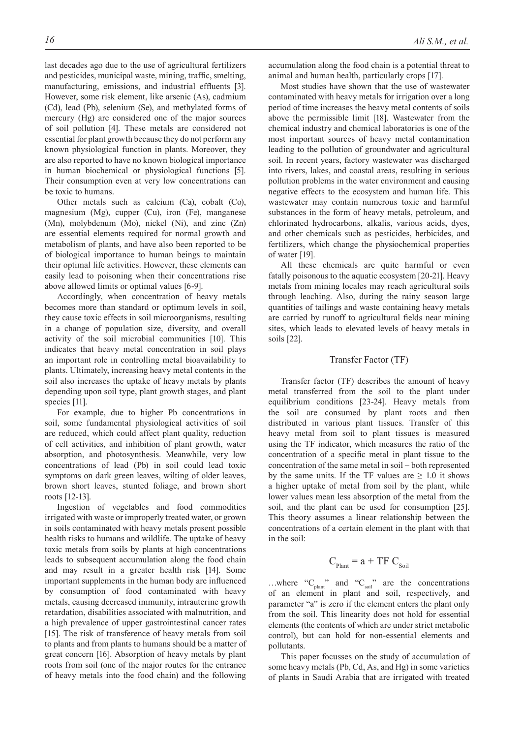last decades ago due to the use of agricultural fertilizers and pesticides, municipal waste, mining, traffic, smelting, manufacturing, emissions, and industrial effluents [3]. However, some risk element, like arsenic (As), cadmium (Cd), lead (Pb), selenium (Se), and methylated forms of mercury (Hg) are considered one of the major sources of soil pollution [4]. These metals are considered not essential for plant growth because they do not perform any known physiological function in plants. Moreover, they are also reported to have no known biological importance in human biochemical or physiological functions [5]. Their consumption even at very low concentrations can be toxic to humans.

Other metals such as calcium (Ca), cobalt (Co), magnesium (Mg), cupper (Cu), iron (Fe), manganese (Mn), molybdenum (Mo), nickel (Ni), and zinc (Zn) are essential elements required for normal growth and metabolism of plants, and have also been reported to be of biological importance to human beings to maintain their optimal life activities. However, these elements can easily lead to poisoning when their concentrations rise above allowed limits or optimal values [6-9].

Accordingly, when concentration of heavy metals becomes more than standard or optimum levels in soil, they cause toxic effects in soil microorganisms, resulting in a change of population size, diversity, and overall activity of the soil microbial communities [10]. This indicates that heavy metal concentration in soil plays an important role in controlling metal bioavailability to plants. Ultimately, increasing heavy metal contents in the soil also increases the uptake of heavy metals by plants depending upon soil type, plant growth stages, and plant species [11].

For example, due to higher Pb concentrations in soil, some fundamental physiological activities of soil are reduced, which could affect plant quality, reduction of cell activities, and inhibition of plant growth, water absorption, and photosynthesis. Meanwhile, very low concentrations of lead (Pb) in soil could lead toxic symptoms on dark green leaves, wilting of older leaves, brown short leaves, stunted foliage, and brown short roots [12-13].

Ingestion of vegetables and food commodities irrigated with waste or improperly treated water, or grown in soils contaminated with heavy metals present possible health risks to humans and wildlife. The uptake of heavy toxic metals from soils by plants at high concentrations leads to subsequent accumulation along the food chain and may result in a greater health risk [14]. Some important supplements in the human body are influenced by consumption of food contaminated with heavy metals, causing decreased immunity, intrauterine growth retardation, disabilities associated with malnutrition, and a high prevalence of upper gastrointestinal cancer rates [15]. The risk of transference of heavy metals from soil to plants and from plants to humans should be a matter of great concern [16]. Absorption of heavy metals by plant roots from soil (one of the major routes for the entrance of heavy metals into the food chain) and the following accumulation along the food chain is a potential threat to animal and human health, particularly crops [17].

Most studies have shown that the use of wastewater contaminated with heavy metals for irrigation over a long period of time increases the heavy metal contents of soils above the permissible limit [18]. Wastewater from the chemical industry and chemical laboratories is one of the most important sources of heavy metal contamination leading to the pollution of groundwater and agricultural soil. In recent years, factory wastewater was discharged into rivers, lakes, and coastal areas, resulting in serious pollution problems in the water environment and causing negative effects to the ecosystem and human life. This wastewater may contain numerous toxic and harmful substances in the form of heavy metals, petroleum, and chlorinated hydrocarbons, alkalis, various acids, dyes, and other chemicals such as pesticides, herbicides, and fertilizers, which change the physiochemical properties of water [19].

All these chemicals are quite harmful or even fatally poisonous to the aquatic ecosystem [20-21]. Heavy metals from mining locales may reach agricultural soils through leaching. Also, during the rainy season large quantities of tailings and waste containing heavy metals are carried by runoff to agricultural fields near mining sites, which leads to elevated levels of heavy metals in soils [22].

## Transfer Factor (TF)

Transfer factor (TF) describes the amount of heavy metal transferred from the soil to the plant under equilibrium conditions [23-24]. Heavy metals from the soil are consumed by plant roots and then distributed in various plant tissues. Transfer of this heavy metal from soil to plant tissues is measured using the TF indicator, which measures the ratio of the concentration of a specific metal in plant tissue to the concentration of the same metal in soil – both represented by the same units. If the TF values are $\geq 1.0$ it shows a higher uptake of metal from soil by the plant, while lower values mean less absorption of the metal from the soil, and the plant can be used for consumption [25]. This theory assumes a linear relationship between the concentrations of a certain element in the plant with that in the soil:

$$C_{Plant} = a + TF\ C_{Soil}$$

…where "$C_{plant}$" and "$C_{soil}$" are the concentrations of an element in plant and soil, respectively, and parameter "a" is zero if the element enters the plant only from the soil. This linearity does not hold for essential elements (the contents of which are under strict metabolic control), but can hold for non-essential elements and pollutants.

This paper focusses on the study of accumulation of some heavy metals (Pb, Cd, As, and Hg) in some varieties of plants in Saudi Arabia that are irrigated with treated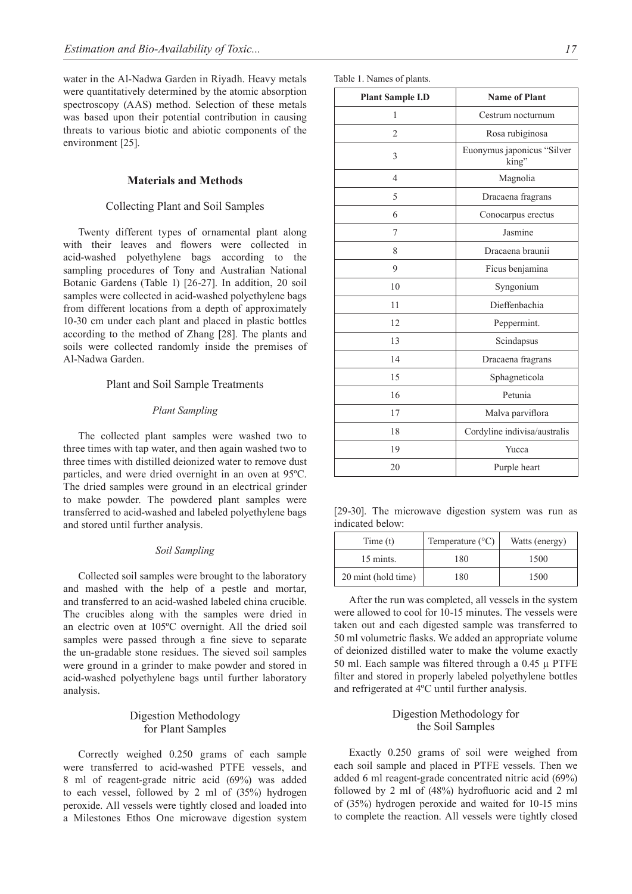water in the Al-Nadwa Garden in Riyadh. Heavy metals were quantitatively determined by the atomic absorption spectroscopy (AAS) method. Selection of these metals was based upon their potential contribution in causing threats to various biotic and abiotic components of the environment [25].

## Materials and Methods

### Collecting Plant and Soil Samples

Twenty different types of ornamental plant along with their leaves and flowers were collected in acid-washed polyethylene bags according to the sampling procedures of Tony and Australian National Botanic Gardens (Table 1) [26-27]. In addition, 20 soil samples were collected in acid-washed polyethylene bags from different locations from a depth of approximately 10-30 cm under each plant and placed in plastic bottles according to the method of Zhang [28]. The plants and soils were collected randomly inside the premises of Al-Nadwa Garden.

Table 1. Names of plants.

| Plant Sample I.D | Name of Plant |
|---|---|
| 1 | Cestrum nocturnum |
| 2 | Rosa rubiginosa |
| 3 | Euonymus japonicus "Silver king" |
| 4 | Magnolia |
| 5 | Dracaena fragrans |
| 6 | Conocarpus erectus |
| 7 | Jasmine |
| 8 | Dracaena braunii |
| 9 | Ficus benjamina |
| 10 | Syngonium |
| 11 | Dieffenbachia |
| 12 | Peppermint. |
| 13 | Scindapsus |
| 14 | Dracaena fragrans |
| 15 | Sphagneticola |
| 16 | Petunia |
| 17 | Malva parviflora |
| 18 | Cordyline indivisa/australis |
| 19 | Yucca |
| 20 | Purple heart |

### Plant and Soil Sample Treatments

#### *Plant Sampling*

The collected plant samples were washed two to three times with tap water, and then again washed two to three times with distilled deionized water to remove dust particles, and were dried overnight in an oven at 95ºC. The dried samples were ground in an electrical grinder to make powder. The powdered plant samples were transferred to acid-washed and labeled polyethylene bags and stored until further analysis.

#### *Soil Sampling*

Collected soil samples were brought to the laboratory and mashed with the help of a pestle and mortar, and transferred to an acid-washed labeled china crucible. The crucibles along with the samples were dried in an electric oven at 105ºC overnight. All the dried soil samples were passed through a fine sieve to separate the un-gradable stone residues. The sieved soil samples were ground in a grinder to make powder and stored in acid-washed polyethylene bags until further laboratory analysis.

### Digestion Methodology for Plant Samples

Correctly weighed 0.250 grams of each sample were transferred to acid-washed PTFE vessels, and 8 ml of reagent-grade nitric acid (69%) was added to each vessel, followed by 2 ml of (35%) hydrogen peroxide. All vessels were tightly closed and loaded into a Milestones Ethos One microwave digestion system [29-30]. The microwave digestion system was run as indicated below:

| Time (t) | Temperature (°C) | Watts (energy) |
|---|---|---|
| 15 mints. | 180 | 1500 |
| 20 mint (hold time) | 180 | 1500 |

After the run was completed, all vessels in the system were allowed to cool for 10-15 minutes. The vessels were taken out and each digested sample was transferred to 50 ml volumetric flasks. We added an appropriate volume of deionized distilled water to make the volume exactly 50 ml. Each sample was filtered through a 0.45 µ PTFE filter and stored in properly labeled polyethylene bottles and refrigerated at 4ºC until further analysis.

### Digestion Methodology for the Soil Samples

Exactly 0.250 grams of soil were weighed from each soil sample and placed in PTFE vessels. Then we added 6 ml reagent-grade concentrated nitric acid (69%) followed by 2 ml of (48%) hydrofluoric acid and 2 ml of (35%) hydrogen peroxide and waited for 10-15 mins to complete the reaction. All vessels were tightly closed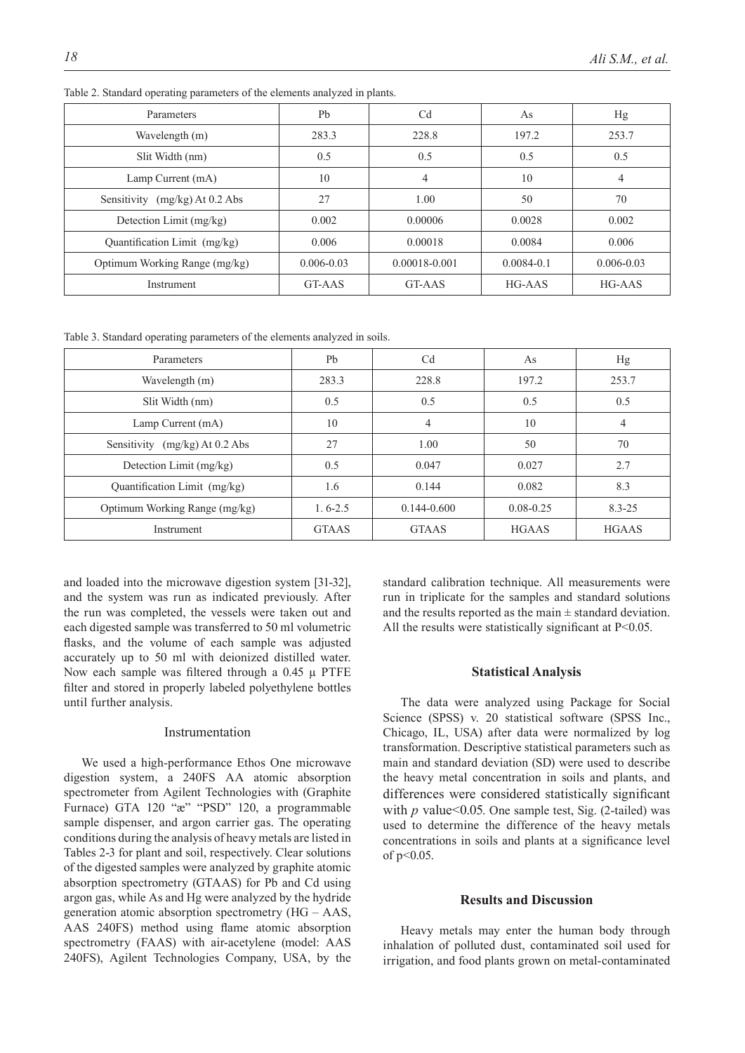Table 2. Standard operating parameters of the elements analyzed in plants.

| Parameters | Pb | Cd | As | Hg |
|---|---|---|---|---|
| Wavelength (m) | 283.3 | 228.8 | 197.2 | 253.7 |
| Slit Width (nm) | 0.5 | 0.5 | 0.5 | 0.5 |
| Lamp Current (mA) | 10 | 4 | 10 | 4 |
| Sensitivity (mg/kg) At 0.2 Abs | 27 | 1.00 | 50 | 70 |
| Detection Limit (mg/kg) | 0.002 | 0.00006 | 0.0028 | 0.002 |
| Quantification Limit (mg/kg) | 0.006 | 0.00018 | 0.0084 | 0.006 |
| Optimum Working Range (mg/kg) | 0.006-0.03 | 0.00018-0.001 | 0.0084-0.1 | 0.006-0.03 |
| Instrument | GT-AAS | GT-AAS | HG-AAS | HG-AAS |

Table 3. Standard operating parameters of the elements analyzed in soils.

| Parameters | Pb | Cd | As | Hg |
|---|---|---|---|---|
| Wavelength (m) | 283.3 | 228.8 | 197.2 | 253.7 |
| Slit Width (nm) | 0.5 | 0.5 | 0.5 | 0.5 |
| Lamp Current (mA) | 10 | 4 | 10 | 4 |
| Sensitivity (mg/kg) At 0.2 Abs | 27 | 1.00 | 50 | 70 |
| Detection Limit (mg/kg) | 0.5 | 0.047 | 0.027 | 2.7 |
| Quantification Limit (mg/kg) | 1.6 | 0.144 | 0.082 | 8.3 |
| Optimum Working Range (mg/kg) | 1. 6-2.5 | 0.144-0.600 | 0.08-0.25 | 8.3-25 |
| Instrument | GTAAS | GTAAS | HGAAS | HGAAS |

and loaded into the microwave digestion system [31-32], and the system was run as indicated previously. After the run was completed, the vessels were taken out and each digested sample was transferred to 50 ml volumetric flasks, and the volume of each sample was adjusted accurately up to 50 ml with deionized distilled water. Now each sample was filtered through a 0.45 µ PTFE filter and stored in properly labeled polyethylene bottles until further analysis.

### Instrumentation

We used a high-performance Ethos One microwave digestion system, a 240FS AA atomic absorption spectrometer from Agilent Technologies with (Graphite Furnace) GTA 120 "æ" "PSD" 120, a programmable sample dispenser, and argon carrier gas. The operating conditions during the analysis of heavy metals are listed in Tables 2-3 for plant and soil, respectively. Clear solutions of the digested samples were analyzed by graphite atomic absorption spectrometry (GTAAS) for Pb and Cd using argon gas, while As and Hg were analyzed by the hydride generation atomic absorption spectrometry (HG – AAS, AAS 240FS) method using flame atomic absorption spectrometry (FAAS) with air-acetylene (model: AAS 240FS), Agilent Technologies Company, USA, by the standard calibration technique. All measurements were run in triplicate for the samples and standard solutions and the results reported as the main ± standard deviation. All the results were statistically significant at $P<0.05$.

### Statistical Analysis

The data were analyzed using Package for Social Science (SPSS) v. 20 statistical software (SPSS Inc., Chicago, IL, USA) after data were normalized by log transformation. Descriptive statistical parameters such as main and standard deviation (SD) were used to describe the heavy metal concentration in soils and plants, and differences were considered statistically significant with $p$ value$<0.05$. One sample test, Sig. (2-tailed) was used to determine the difference of the heavy metals concentrations in soils and plants at a significance level of $p<0.05$.

### Results and Discussion

Heavy metals may enter the human body through inhalation of polluted dust, contaminated soil used for irrigation, and food plants grown on metal-contaminated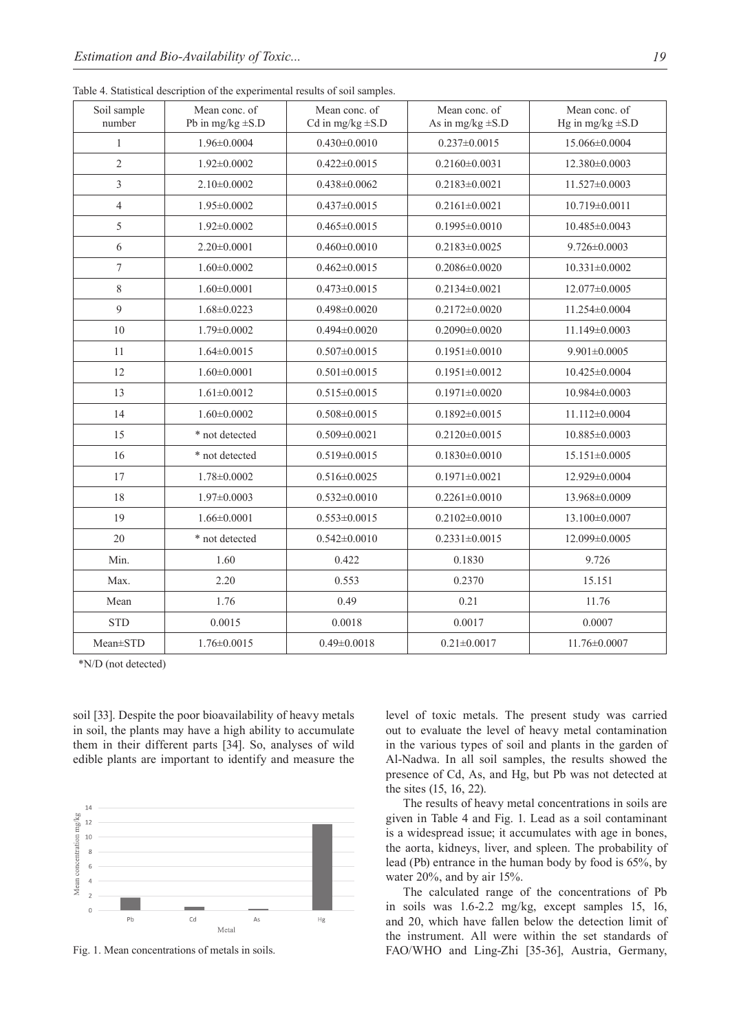Table 4. Statistical description of the experimental results of soil samples.

| Soil sample number | Mean conc. of Pb in mg/kg ±S.D | Mean conc. of Cd in mg/kg ±S.D | Mean conc. of As in mg/kg ±S.D | Mean conc. of Hg in mg/kg ±S.D |
|---|---|---|---|---|
| 1 | 1.96±0.0004 | 0.430±0.0010 | 0.237±0.0015 | 15.066±0.0004 |
| 2 | 1.92±0.0002 | 0.422±0.0015 | 0.2160±0.0031 | 12.380±0.0003 |
| 3 | 2.10±0.0002 | 0.438±0.0062 | 0.2183±0.0021 | 11.527±0.0003 |
| 4 | 1.95±0.0002 | 0.437±0.0015 | 0.2161±0.0021 | 10.719±0.0011 |
| 5 | 1.92±0.0002 | 0.465±0.0015 | 0.1995±0.0010 | 10.485±0.0043 |
| 6 | 2.20±0.0001 | 0.460±0.0010 | 0.2183±0.0025 | 9.726±0.0003 |
| 7 | 1.60±0.0002 | 0.462±0.0015 | 0.2086±0.0020 | 10.331±0.0002 |
| 8 | 1.60±0.0001 | 0.473±0.0015 | 0.2134±0.0021 | 12.077±0.0005 |
| 9 | 1.68±0.0223 | 0.498±0.0020 | 0.2172±0.0020 | 11.254±0.0004 |
| 10 | 1.79±0.0002 | 0.494±0.0020 | 0.2090±0.0020 | 11.149±0.0003 |
| 11 | 1.64±0.0015 | 0.507±0.0015 | 0.1951±0.0010 | 9.901±0.0005 |
| 12 | 1.60±0.0001 | 0.501±0.0015 | 0.1951±0.0012 | 10.425±0.0004 |
| 13 | 1.61±0.0012 | 0.515±0.0015 | 0.1971±0.0020 | 10.984±0.0003 |
| 14 | 1.60±0.0002 | 0.508±0.0015 | 0.1892±0.0015 | 11.112±0.0004 |
| 15 | * not detected | 0.509±0.0021 | 0.2120±0.0015 | 10.885±0.0003 |
| 16 | * not detected | 0.519±0.0015 | 0.1830±0.0010 | 15.151±0.0005 |
| 17 | 1.78±0.0002 | 0.516±0.0025 | 0.1971±0.0021 | 12.929±0.0004 |
| 18 | 1.97±0.0003 | 0.532±0.0010 | 0.2261±0.0010 | 13.968±0.0009 |
| 19 | 1.66±0.0001 | 0.553±0.0015 | 0.2102±0.0010 | 13.100±0.0007 |
| 20 | * not detected | 0.542±0.0010 | 0.2331±0.0015 | 12.099±0.0005 |
| Min. | 1.60 | 0.422 | 0.1830 | 9.726 |
| Max. | 2.20 | 0.553 | 0.2370 | 15.151 |
| Mean | 1.76 | 0.49 | 0.21 | 11.76 |
| STD | 0.0015 | 0.0018 | 0.0017 | 0.0007 |
| Mean±STD | 1.76±0.0015 | 0.49±0.0018 | 0.21±0.0017 | 11.76±0.0007 |

*N/D (not detected)

soil [33]. Despite the poor bioavailability of heavy metals in soil, the plants may have a high ability to accumulate them in their different parts [34]. So, analyses of wild edible plants are important to identify and measure the level of toxic metals. The present study was carried out to evaluate the level of heavy metal contamination in the various types of soil and plants in the garden of Al-Nadwa. In all soil samples, the results showed the presence of Cd, As, and Hg, but Pb was not detected at the sites (15, 16, 22).

The results of heavy metal concentrations in soils are given in Table 4 and Fig. 1. Lead as a soil contaminant is a widespread issue; it accumulates with age in bones, the aorta, kidneys, liver, and spleen. The probability of lead (Pb) entrance in the human body by food is 65%, by water 20%, and by air 15%.

The calculated range of the concentrations of Pb in soils was 1.6-2.2 mg/kg, except samples 15, 16, and 20, which have fallen below the detection limit of the instrument. All were within the set standards of FAO/WHO and Ling-Zhi [35-36], Austria, Germany,

Fig. 1. Mean concentrations of metals in soils.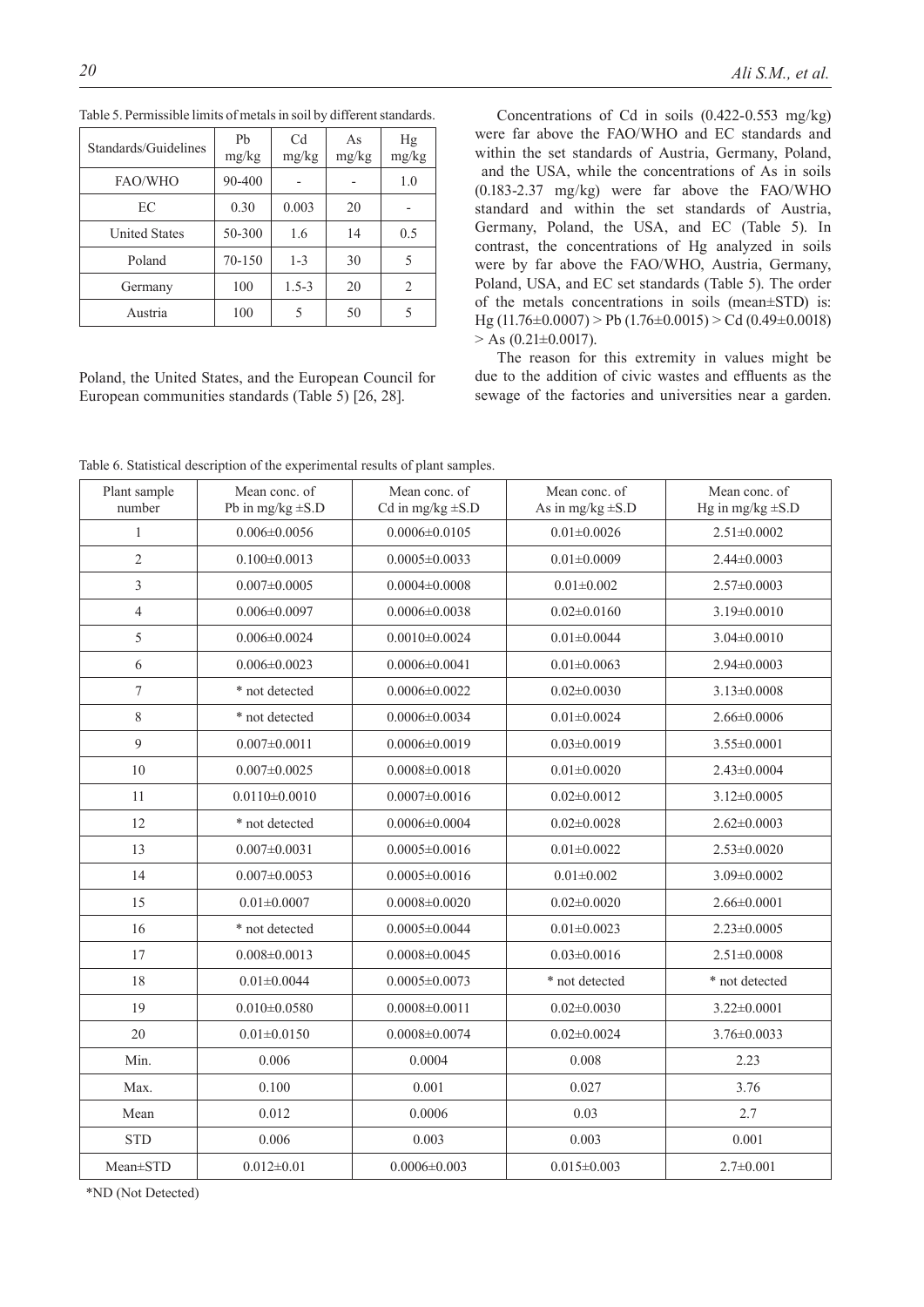Table 5. Permissible limits of metals in soil by different standards.

| Standards/Guidelines | Pb mg/kg | Cd mg/kg | As mg/kg | Hg mg/kg |
|---|---|---|---|---|
| FAO/WHO | 90-400 | - | - | 1.0 |
| EC | 0.30 | 0.003 | 20 | - |
| United States | 50-300 | 1.6 | 14 | 0.5 |
| Poland | 70-150 | 1-3 | 30 | 5 |
| Germany | 100 | 1.5-3 | 20 | 2 |
| Austria | 100 | 5 | 50 | 5 |

Poland, the United States, and the European Council for European communities standards (Table 5) [26, 28].

Concentrations of Cd in soils (0.422-0.553 mg/kg) were far above the FAO/WHO and EC standards and within the set standards of Austria, Germany, Poland, and the USA, while the concentrations of As in soils (0.183-2.37 mg/kg) were far above the FAO/WHO standard and within the set standards of Austria, Germany, Poland, the USA, and EC (Table 5). In contrast, the concentrations of Hg analyzed in soils were by far above the FAO/WHO, Austria, Germany, Poland, USA, and EC set standards (Table 5). The order of the metals concentrations in soils (mean±STD) is: Hg (11.76±0.0007) > Pb (1.76±0.0015) > Cd (0.49±0.0018) > As (0.21±0.0017).

The reason for this extremity in values might be due to the addition of civic wastes and effluents as the sewage of the factories and universities near a garden.

Table 6. Statistical description of the experimental results of plant samples.

| Plant sample number | Mean conc. of Pb in mg/kg ±S.D | Mean conc. of Cd in mg/kg ±S.D | Mean conc. of As in mg/kg ±S.D | Mean conc. of Hg in mg/kg ±S.D |
|---|---|---|---|---|
| 1 | 0.006±0.0056 | 0.0006±0.0105 | 0.01±0.0026 | 2.51±0.0002 |
| 2 | 0.100±0.0013 | 0.0005±0.0033 | 0.01±0.0009 | 2.44±0.0003 |
| 3 | 0.007±0.0005 | 0.0004±0.0008 | 0.01±0.002 | 2.57±0.0003 |
| 4 | 0.006±0.0097 | 0.0006±0.0038 | 0.02±0.0160 | 3.19±0.0010 |
| 5 | 0.006±0.0024 | 0.0010±0.0024 | 0.01±0.0044 | 3.04±0.0010 |
| 6 | 0.006±0.0023 | 0.0006±0.0041 | 0.01±0.0063 | 2.94±0.0003 |
| 7 | * not detected | 0.0006±0.0022 | 0.02±0.0030 | 3.13±0.0008 |
| 8 | * not detected | 0.0006±0.0034 | 0.01±0.0024 | 2.66±0.0006 |
| 9 | 0.007±0.0011 | 0.0006±0.0019 | 0.03±0.0019 | 3.55±0.0001 |
| 10 | 0.007±0.0025 | 0.0008±0.0018 | 0.01±0.0020 | 2.43±0.0004 |
| 11 | 0.0110±0.0010 | 0.0007±0.0016 | 0.02±0.0012 | 3.12±0.0005 |
| 12 | * not detected | 0.0006±0.0004 | 0.02±0.0028 | 2.62±0.0003 |
| 13 | 0.007±0.0031 | 0.0005±0.0016 | 0.01±0.0022 | 2.53±0.0020 |
| 14 | 0.007±0.0053 | 0.0005±0.0016 | 0.01±0.002 | 3.09±0.0002 |
| 15 | 0.01±0.0007 | 0.0008±0.0020 | 0.02±0.0020 | 2.66±0.0001 |
| 16 | * not detected | 0.0005±0.0044 | 0.01±0.0023 | 2.23±0.0005 |
| 17 | 0.008±0.0013 | 0.0008±0.0045 | 0.03±0.0016 | 2.51±0.0008 |
| 18 | 0.01±0.0044 | 0.0005±0.0073 | * not detected | * not detected |
| 19 | 0.010±0.0580 | 0.0008±0.0011 | 0.02±0.0030 | 3.22±0.0001 |
| 20 | 0.01±0.0150 | 0.0008±0.0074 | 0.02±0.0024 | 3.76±0.0033 |
| Min. | 0.006 | 0.0004 | 0.008 | 2.23 |
| Max. | 0.100 | 0.001 | 0.027 | 3.76 |
| Mean | 0.012 | 0.0006 | 0.03 | 2.7 |
| STD | 0.006 | 0.003 | 0.003 | 0.001 |
| Mean±STD | 0.012±0.01 | 0.0006±0.003 | 0.015±0.003 | 2.7±0.001 |

*ND (Not Detected)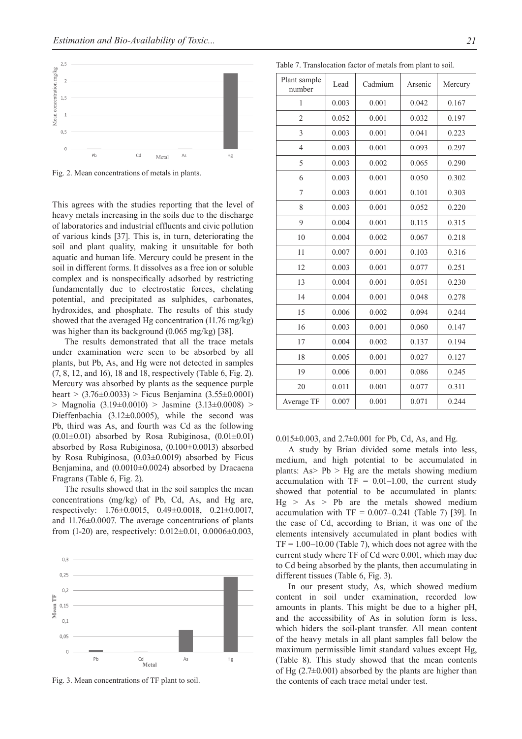Fig. 2. Mean concentrations of metals in plants.

This agrees with the studies reporting that the level of heavy metals increasing in the soils due to the discharge of laboratories and industrial effluents and civic pollution of various kinds [37]. This is, in turn, deteriorating the soil and plant quality, making it unsuitable for both aquatic and human life. Mercury could be present in the soil in different forms. It dissolves as a free ion or soluble complex and is nonspecifically adsorbed by restricting fundamentally due to electrostatic forces, chelating potential, and precipitated as sulphides, carbonates, hydroxides, and phosphate. The results of this study showed that the averaged Hg concentration (11.76 mg/kg) was higher than its background (0.065 mg/kg) [38].

The results demonstrated that all the trace metals under examination were seen to be absorbed by all plants, but Pb, As, and Hg were not detected in samples (7, 8, 12, and 16), 18 and 18, respectively (Table 6, Fig. 2). Mercury was absorbed by plants as the sequence purple heart > (3.76±0.0033) > Ficus Benjamina (3.55±0.0001) > Magnolia (3.19±0.0010) > Jasmine (3.13±0.0008) > Dieffenbachia (3.12±0.0005), while the second was Pb, third was As, and fourth was Cd as the following (0.01±0.01) absorbed by Rosa Rubiginosa, (0.01±0.01) absorbed by Rosa Rubiginosa, (0.100±0.0013) absorbed by Rosa Rubiginosa, (0.03±0.0019) absorbed by Ficus Benjamina, and (0.0010±0.0024) absorbed by Dracaena Fragrans (Table 6, Fig. 2).

The results showed that in the soil samples the mean concentrations (mg/kg) of Pb, Cd, As, and Hg are, respectively: 1.76±0.0015, 0.49±0.0018, 0.21±0.0017, and 11.76±0.0007. The average concentrations of plants from (1-20) are, respectively: 0.012±0.01, 0.0006±0.003, 0.015±0.003, and 2.7±0.001 for Pb, Cd, As, and Hg.

Fig. 3. Mean concentrations of TF plant to soil.

Table 7. Translocation factor of metals from plant to soil.

| Plant sample number | Lead | Cadmium | Arsenic | Mercury |
|---|---|---|---|---|
| 1 | 0.003 | 0.001 | 0.042 | 0.167 |
| 2 | 0.052 | 0.001 | 0.032 | 0.197 |
| 3 | 0.003 | 0.001 | 0.041 | 0.223 |
| 4 | 0.003 | 0.001 | 0.093 | 0.297 |
| 5 | 0.003 | 0.002 | 0.065 | 0.290 |
| 6 | 0.003 | 0.001 | 0.050 | 0.302 |
| 7 | 0.003 | 0.001 | 0.101 | 0.303 |
| 8 | 0.003 | 0.001 | 0.052 | 0.220 |
| 9 | 0.004 | 0.001 | 0.115 | 0.315 |
| 10 | 0.004 | 0.002 | 0.067 | 0.218 |
| 11 | 0.007 | 0.001 | 0.103 | 0.316 |
| 12 | 0.003 | 0.001 | 0.077 | 0.251 |
| 13 | 0.004 | 0.001 | 0.051 | 0.230 |
| 14 | 0.004 | 0.001 | 0.048 | 0.278 |
| 15 | 0.006 | 0.002 | 0.094 | 0.244 |
| 16 | 0.003 | 0.001 | 0.060 | 0.147 |
| 17 | 0.004 | 0.002 | 0.137 | 0.194 |
| 18 | 0.005 | 0.001 | 0.027 | 0.127 |
| 19 | 0.006 | 0.001 | 0.086 | 0.245 |
| 20 | 0.011 | 0.001 | 0.077 | 0.311 |
| Average TF | 0.007 | 0.001 | 0.071 | 0.244 |

A study by Brian divided some metals into less, medium, and high potential to be accumulated in plants: As> Pb > Hg are the metals showing medium accumulation with TF = 0.01–1.00, the current study showed that potential to be accumulated in plants: Hg > As > Pb are the metals showed medium accumulation with TF = 0.007–0.241 (Table 7) [39]. In the case of Cd, according to Brian, it was one of the elements intensively accumulated in plant bodies with TF = 1.00–10.00 (Table 7), which does not agree with the current study where TF of Cd were 0.001, which may due to Cd being absorbed by the plants, then accumulating in different tissues (Table 6, Fig. 3).

In our present study, As, which showed medium content in soil under examination, recorded low amounts in plants. This might be due to a higher pH, and the accessibility of As in solution form is less, which hiders the soil-plant transfer. All mean content of the heavy metals in all plant samples fall below the maximum permissible limit standard values except Hg, (Table 8). This study showed that the mean contents of Hg (2.7±0.001) absorbed by the plants are higher than the contents of each trace metal under test.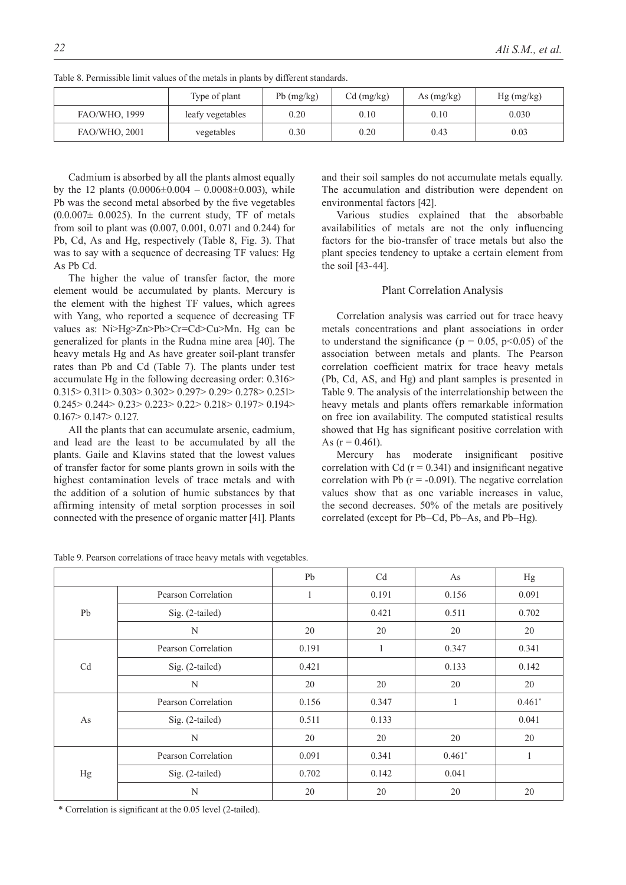Table 8. Permissible limit values of the metals in plants by different standards.

| | Type of plant | Pb (mg/kg) | Cd (mg/kg) | As (mg/kg) | Hg (mg/kg) |
|---|---|---|---|---|---|
| FAO/WHO, 1999 | leafy vegetables | 0.20 | 0.10 | 0.10 | 0.030 |
| FAO/WHO, 2001 | vegetables | 0.30 | 0.20 | 0.43 | 0.03 |

Cadmium is absorbed by all the plants almost equally by the 12 plants (0.0006±0.004 – 0.0008±0.003), while Pb was the second metal absorbed by the five vegetables (0.0.007± 0.0025). In the current study, TF of metals from soil to plant was (0.007, 0.001, 0.071 and 0.244) for Pb, Cd, As and Hg, respectively (Table 8, Fig. 3). That was to say with a sequence of decreasing TF values: Hg As Pb Cd.

The higher the value of transfer factor, the more element would be accumulated by plants. Mercury is the element with the highest TF values, which agrees with Yang, who reported a sequence of decreasing TF values as: Ni>Hg>Zn>Pb>Cr=Cd>Cu>Mn. Hg can be generalized for plants in the Rudna mine area [40]. The heavy metals Hg and As have greater soil-plant transfer rates than Pb and Cd (Table 7). The plants under test accumulate Hg in the following decreasing order: 0.316> 0.315> 0.311> 0.303> 0.302> 0.297> 0.29> 0.278> 0.251> 0.245> 0.244> 0.23> 0.223> 0.22> 0.218> 0.197> 0.194> 0.167> 0.147> 0.127.

All the plants that can accumulate arsenic, cadmium, and lead are the least to be accumulated by all the plants. Gaile and Klavins stated that the lowest values of transfer factor for some plants grown in soils with the highest contamination levels of trace metals and with the addition of a solution of humic substances by that affirming intensity of metal sorption processes in soil connected with the presence of organic matter [41]. Plants and their soil samples do not accumulate metals equally. The accumulation and distribution were dependent on environmental factors [42].

Various studies explained that the absorbable availabilities of metals are not the only influencing factors for the bio-transfer of trace metals but also the plant species tendency to uptake a certain element from the soil [43-44].

## Plant Correlation Analysis

Correlation analysis was carried out for trace heavy metals concentrations and plant associations in order to understand the significance ($p = 0.05$, $p<0.05$) of the association between metals and plants. The Pearson correlation coefficient matrix for trace heavy metals (Pb, Cd, AS, and Hg) and plant samples is presented in Table 9. The analysis of the interrelationship between the heavy metals and plants offers remarkable information on free ion availability. The computed statistical results showed that Hg has significant positive correlation with As ($r = 0.461$).

Mercury has moderate insignificant positive correlation with Cd ($r = 0.341$) and insignificant negative correlation with Pb ($r = -0.091$). The negative correlation values show that as one variable increases in value, the second decreases. 50% of the metals are positively correlated (except for Pb–Cd, Pb–As, and Pb–Hg).

Table 9. Pearson correlations of trace heavy metals with vegetables.

| | | Pb | Cd | As | Hg |
|---|---|---|---|---|---|
| Pb | Pearson Correlation | 1 | 0.191 | 0.156 | 0.091 |
| | Sig. (2-tailed) | | 0.421 | 0.511 | 0.702 |
| | N | 20 | 20 | 20 | 20 |
| Cd | Pearson Correlation | 0.191 | 1 | 0.347 | 0.341 |
| | Sig. (2-tailed) | 0.421 | | 0.133 | 0.142 |
| | N | 20 | 20 | 20 | 20 |
| As | Pearson Correlation | 0.156 | 0.347 | 1 | 0.461* |
| | Sig. (2-tailed) | 0.511 | 0.133 | | 0.041 |
| | N | 20 | 20 | 20 | 20 |
| Hg | Pearson Correlation | 0.091 | 0.341 | 0.461* | 1 |
| | Sig. (2-tailed) | 0.702 | 0.142 | 0.041 | |
| | N | 20 | 20 | 20 | 20 |

* Correlation is significant at the 0.05 level (2-tailed).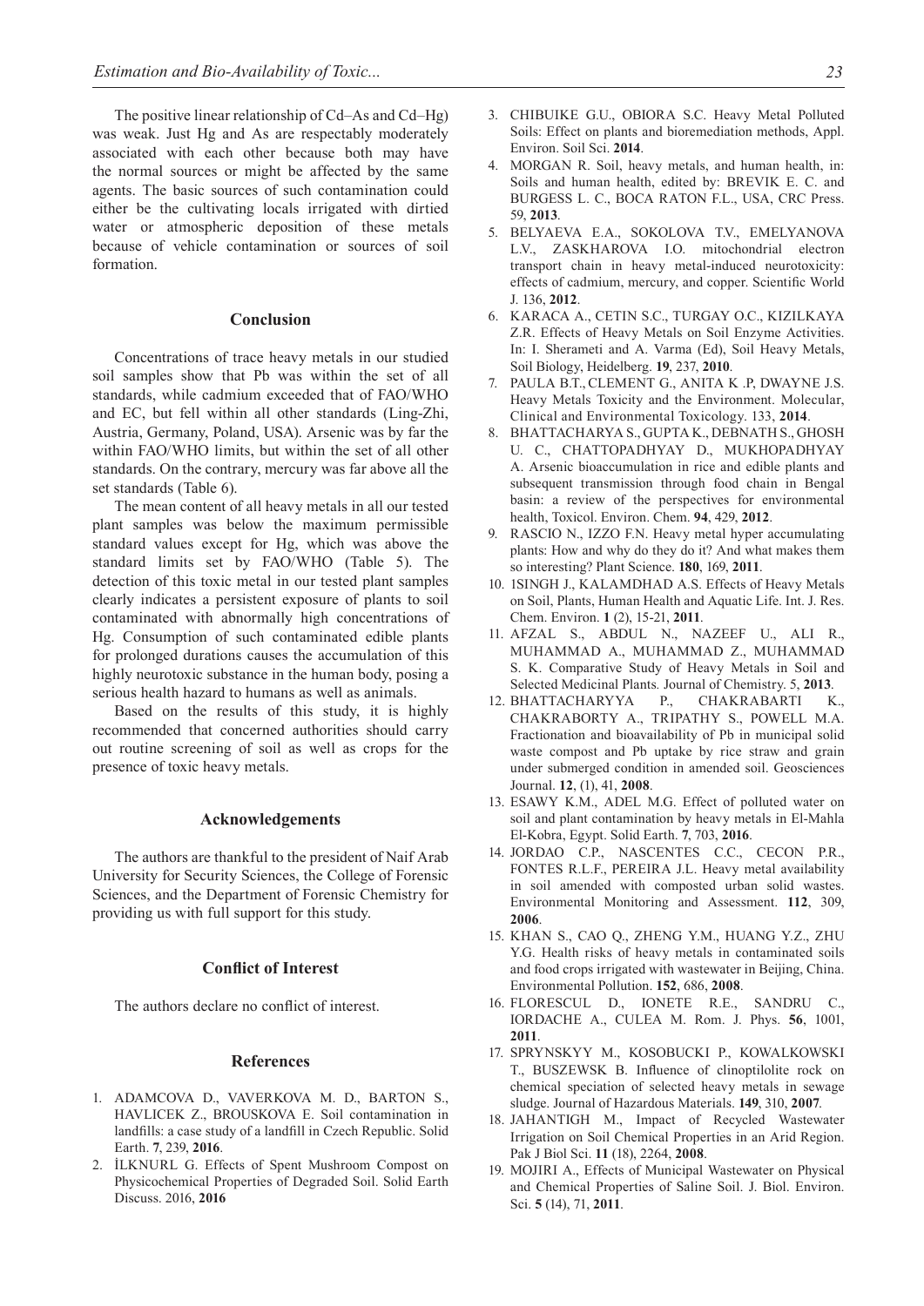The positive linear relationship of Cd–As and Cd–Hg) was weak. Just Hg and As are respectably moderately associated with each other because both may have the normal sources or might be affected by the same agents. The basic sources of such contamination could either be the cultivating locals irrigated with dirtied water or atmospheric deposition of these metals because of vehicle contamination or sources of soil formation.

## Conclusion

Concentrations of trace heavy metals in our studied soil samples show that Pb was within the set of all standards, while cadmium exceeded that of FAO/WHO and EC, but fell within all other standards (Ling-Zhi, Austria, Germany, Poland, USA). Arsenic was by far the within FAO/WHO limits, but within the set of all other standards. On the contrary, mercury was far above all the set standards (Table 6).

The mean content of all heavy metals in all our tested plant samples was below the maximum permissible standard values except for Hg, which was above the standard limits set by FAO/WHO (Table 5). The detection of this toxic metal in our tested plant samples clearly indicates a persistent exposure of plants to soil contaminated with abnormally high concentrations of Hg. Consumption of such contaminated edible plants for prolonged durations causes the accumulation of this highly neurotoxic substance in the human body, posing a serious health hazard to humans as well as animals.

Based on the results of this study, it is highly recommended that concerned authorities should carry out routine screening of soil as well as crops for the presence of toxic heavy metals.

## Acknowledgements

The authors are thankful to the president of Naif Arab University for Security Sciences, the College of Forensic Sciences, and the Department of Forensic Chemistry for providing us with full support for this study.

## Conflict of Interest

The authors declare no conflict of interest.

## References

1. ADAMCOVA D., VAVERKOVA M. D., BARTON S., HAVLICEK Z., BROUSKOVA E. Soil contamination in landfills: a case study of a landfill in Czech Republic. Solid Earth. **7**, 239, **2016**.
2. İLKNURL G. Effects of Spent Mushroom Compost on Physicochemical Properties of Degraded Soil. Solid Earth Discuss. 2016, **2016**
3. CHIBUIKE G.U., OBIORA S.C. Heavy Metal Polluted Soils: Effect on plants and bioremediation methods, Appl. Environ. Soil Sci. **2014**.
4. MORGAN R. Soil, heavy metals, and human health, in: Soils and human health, edited by: BREVIK E. C. and BURGESS L. C., BOCA RATON F.L., USA, CRC Press. 59, **2013**.
5. BELYAEVA E.A., SOKOLOVA T.V., EMELYANOVA L.V., ZASKHAROVA I.O. mitochondrial electron transport chain in heavy metal-induced neurotoxicity: effects of cadmium, mercury, and copper. Scientific World J. 136, **2012**.
6. KARACA A., CETIN S.C., TURGAY O.C., KIZILKAYA Z.R. Effects of Heavy Metals on Soil Enzyme Activities. In: I. Sherameti and A. Varma (Ed), Soil Heavy Metals, Soil Biology, Heidelberg. **19**, 237, **2010**.
7. PAULA B.T., CLEMENT G., ANITA K .P, DWAYNE J.S. Heavy Metals Toxicity and the Environment. Molecular, Clinical and Environmental Toxicology. 133, **2014**.
8. BHATTACHARYA S., GUPTA K., DEBNATH S., GHOSH U. C., CHATTOPADHYAY D., MUKHOPADHYAY A. Arsenic bioaccumulation in rice and edible plants and subsequent transmission through food chain in Bengal basin: a review of the perspectives for environmental health, Toxicol. Environ. Chem. **94**, 429, **2012**.
9. RASCIO N., IZZO F.N. Heavy metal hyper accumulating plants: How and why do they do it? And what makes them so interesting? Plant Science. **180**, 169, **2011**.
10. 1SINGH J., KALAMDHAD A.S. Effects of Heavy Metals on Soil, Plants, Human Health and Aquatic Life. Int. J. Res. Chem. Environ. **1** (2), 15-21, **2011**.
11. AFZAL S., ABDUL N., NAZEEF U., ALI R., MUHAMMAD A., MUHAMMAD Z., MUHAMMAD S. K. Comparative Study of Heavy Metals in Soil and Selected Medicinal Plants. Journal of Chemistry. 5, **2013**.
12. BHATTACHARYYA P., CHAKRABARTI K., CHAKRABORTY A., TRIPATHY S., POWELL M.A. Fractionation and bioavailability of Pb in municipal solid waste compost and Pb uptake by rice straw and grain under submerged condition in amended soil. Geosciences Journal. **12**, (1), 41, **2008**.
13. ESAWY K.M., ADEL M.G. Effect of polluted water on soil and plant contamination by heavy metals in El-Mahla El-Kobra, Egypt. Solid Earth. **7**, 703, **2016**.
14. JORDAO C.P., NASCENTES C.C., CECON P.R., FONTES R.L.F., PEREIRA J.L. Heavy metal availability in soil amended with composted urban solid wastes. Environmental Monitoring and Assessment. **112**, 309, **2006**.
15. KHAN S., CAO Q., ZHENG Y.M., HUANG Y.Z., ZHU Y.G. Health risks of heavy metals in contaminated soils and food crops irrigated with wastewater in Beijing, China. Environmental Pollution. **152**, 686, **2008**.
16. FLORESCUL D., IONETE R.E., SANDRU C., IORDACHE A., CULEA M. Rom. J. Phys. **56**, 1001, **2011**.
17. SPRYNSKYY M., KOSOBUCKI P., KOWALKOWSKI T., BUSZEWSK B. Influence of clinoptilolite rock on chemical speciation of selected heavy metals in sewage sludge. Journal of Hazardous Materials. **149**, 310, **2007**.
18. JAHANTIGH M., Impact of Recycled Wastewater Irrigation on Soil Chemical Properties in an Arid Region. Pak J Biol Sci. **11** (18), 2264, **2008**.
19. MOJIRI A., Effects of Municipal Wastewater on Physical and Chemical Properties of Saline Soil. J. Biol. Environ. Sci. **5** (14), 71, **2011**.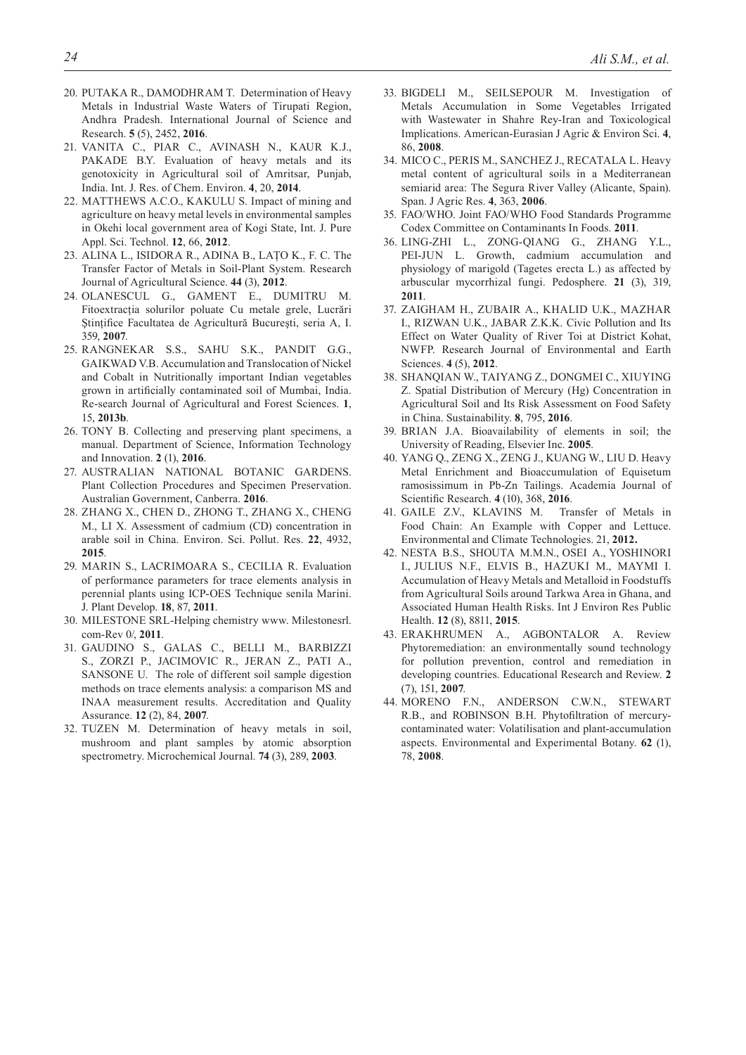20. PUTAKA R., DAMODHRAM T. Determination of Heavy Metals in Industrial Waste Waters of Tirupati Region, Andhra Pradesh. International Journal of Science and Research. **5** (5), 2452, **2016**.
21. VANITA C., PIAR C., AVINASH N., KAUR K.J., PAKADE B.Y. Evaluation of heavy metals and its genotoxicity in Agricultural soil of Amritsar, Punjab, India. Int. J. Res. of Chem. Environ. **4**, 20, **2014**.
22. MATTHEWS A.C.O., KAKULU S. Impact of mining and agriculture on heavy metal levels in environmental samples in Okehi local government area of Kogi State, Int. J. Pure Appl. Sci. Technol. **12**, 66, **2012**.
23. ALINA L., ISIDORA R., ADINA B., LAŢO K., F. C. The Transfer Factor of Metals in Soil-Plant System. Research Journal of Agricultural Science. **44** (3), **2012**.
24. OLANESCUL G., GAMENT E., DUMITRU M. Fitoextracţia solurilor poluate Cu metale grele, Lucrări Ştinţifice Facultatea de Agricultură Bucureşti, seria A, I. 359, **2007**.
25. RANGNEKAR S.S., SAHU S.K., PANDIT G.G., GAIKWAD V.B. Accumulation and Translocation of Nickel and Cobalt in Nutritionally important Indian vegetables grown in artificially contaminated soil of Mumbai, India. Re-search Journal of Agricultural and Forest Sciences. **1**, 15, **2013b**.
26. TONY B. Collecting and preserving plant specimens, a manual. Department of Science, Information Technology and Innovation. **2** (1), **2016**.
27. AUSTRALIAN NATIONAL BOTANIC GARDENS. Plant Collection Procedures and Specimen Preservation. Australian Government, Canberra. **2016**.
28. ZHANG X., CHEN D., ZHONG T., ZHANG X., CHENG M., LI X. Assessment of cadmium (CD) concentration in arable soil in China. Environ. Sci. Pollut. Res. **22**, 4932, **2015**.
29. MARIN S., LACRIMOARA S., CECILIA R. Evaluation of performance parameters for trace elements analysis in perennial plants using ICP-OES Technique senila Marini. J. Plant Develop. **18**, 87, **2011**.
30. MILESTONE SRL-Helping chemistry www. Milestonesrl. com-Rev 0/, **2011**.
31. GAUDINO S., GALAS C., BELLI M., BARBIZZI S., ZORZI P., JACIMOVIC R., JERAN Z., PATI A., SANSONE U. The role of different soil sample digestion methods on trace elements analysis: a comparison MS and INAA measurement results. Accreditation and Quality Assurance. **12** (2), 84, **2007**.
32. TUZEN M. Determination of heavy metals in soil, mushroom and plant samples by atomic absorption spectrometry. Microchemical Journal. **74** (3), 289, **2003**.
33. BIGDELI M., SEILSEPOUR M. Investigation of Metals Accumulation in Some Vegetables Irrigated with Wastewater in Shahre Rey-Iran and Toxicological Implications. American-Eurasian J Agric & Environ Sci. **4**, 86, **2008**.
34. MICO C., PERIS M., SANCHEZ J., RECATALA L. Heavy metal content of agricultural soils in a Mediterranean semiarid area: The Segura River Valley (Alicante, Spain). Span. J Agric Res. **4**, 363, **2006**.
35. FAO/WHO. Joint FAO/WHO Food Standards Programme Codex Committee on Contaminants In Foods. **2011**.
36. LING-ZHI L., ZONG-QIANG G., ZHANG Y.L., PEI-JUN L. Growth, cadmium accumulation and physiology of marigold (Tagetes erecta L.) as affected by arbuscular mycorrhizal fungi. Pedosphere. **21** (3), 319, **2011**.
37. ZAIGHAM H., ZUBAIR A., KHALID U.K., MAZHAR I., RIZWAN U.K., JABAR Z.K.K. Civic Pollution and Its Effect on Water Quality of River Toi at District Kohat, NWFP. Research Journal of Environmental and Earth Sciences. **4** (5), **2012**.
38. SHANQIAN W., TAIYANG Z., DONGMEI C., XIUYING Z. Spatial Distribution of Mercury (Hg) Concentration in Agricultural Soil and Its Risk Assessment on Food Safety in China. Sustainability. **8**, 795, **2016**.
39. BRIAN J.A. Bioavailability of elements in soil; the University of Reading, Elsevier Inc. **2005**.
40. YANG Q., ZENG X., ZENG J., KUANG W., LIU D. Heavy Metal Enrichment and Bioaccumulation of Equisetum ramosissimum in Pb-Zn Tailings. Academia Journal of Scientific Research. **4** (10), 368, **2016**.
41. GAILE Z.V., KLAVINS M. Transfer of Metals in Food Chain: An Example with Copper and Lettuce. Environmental and Climate Technologies. 21, **2012.**
42. NESTA B.S., SHOUTA M.M.N., OSEI A., YOSHINORI I., JULIUS N.F., ELVIS B., HAZUKI M., MAYMI I. Accumulation of Heavy Metals and Metalloid in Foodstuffs from Agricultural Soils around Tarkwa Area in Ghana, and Associated Human Health Risks. Int J Environ Res Public Health. **12** (8), 8811, **2015**.
43. ERAKHRUMEN A., AGBONTALOR A. Review Phytoremediation: an environmentally sound technology for pollution prevention, control and remediation in developing countries. Educational Research and Review. **2** (7), 151, **2007**.
44. MORENO F.N., ANDERSON C.W.N., STEWART R.B., and ROBINSON B.H. Phytofiltration of mercury-contaminated water: Volatilisation and plant-accumulation aspects. Environmental and Experimental Botany. **62** (1), 78, **2008**.